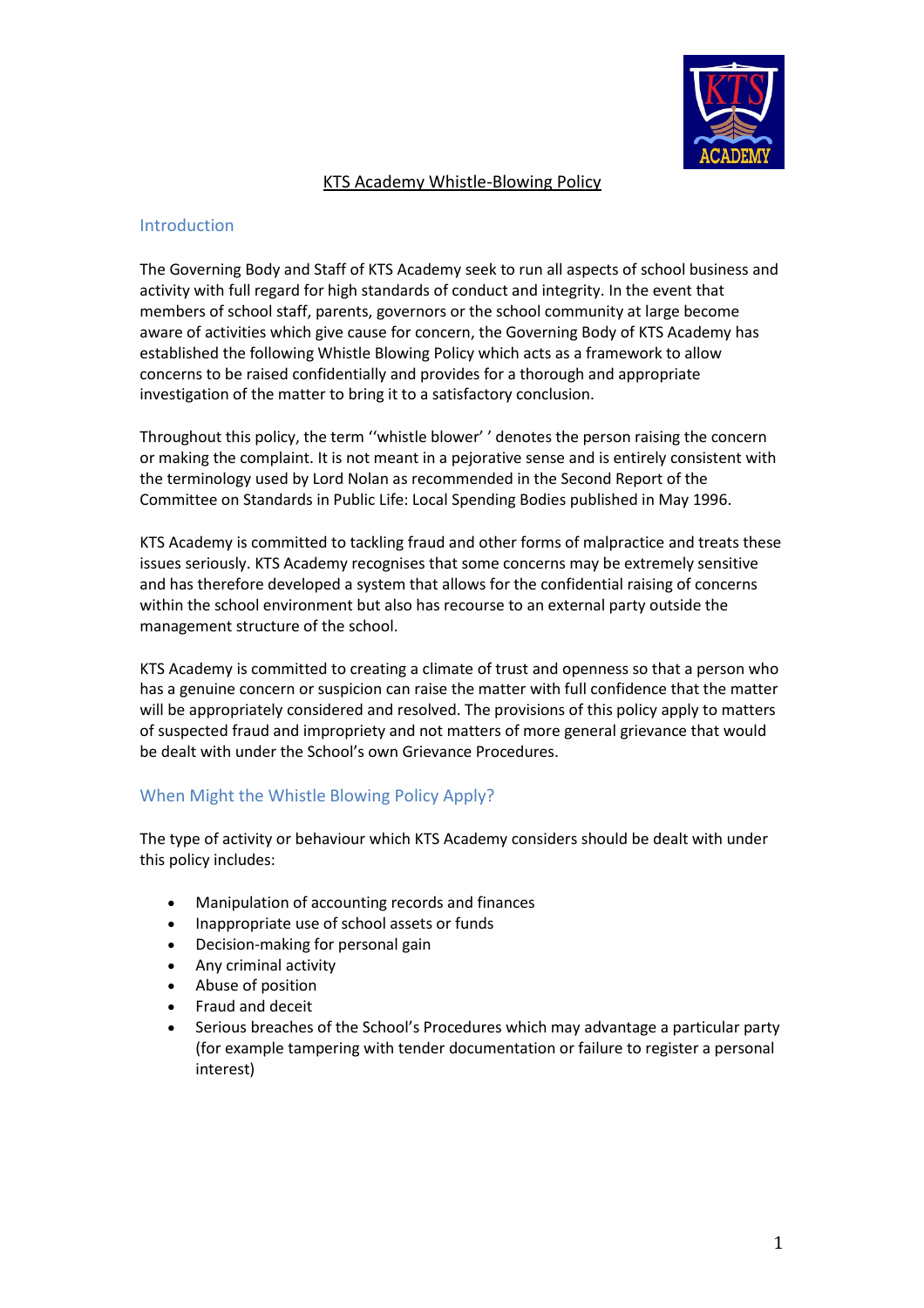# KTS Academy Whistle-Blowing Policy

## Introduction

The Governing Body and Staff of KTS Academy seek to run all aspects of school business and activity with full regard for high standards of conduct and integrity. In the event that members of school staff, parents, governors or the school community at large become aware of activities which give cause for concern, the Governing Body of KTS Academy has established the following Whistle Blowing Policy which acts as a framework to allow concerns to be raised confidentially and provides for a thorough and appropriate investigation of the matter to bring it to a satisfactory conclusion.

Throughout this policy, the term ''whistle blower' ' denotes the person raising the concern or making the complaint. It is not meant in a pejorative sense and is entirely consistent with the terminology used by Lord Nolan as recommended in the Second Report of the Committee on Standards in Public Life: Local Spending Bodies published in May 1996.

KTS Academy is committed to tackling fraud and other forms of malpractice and treats these issues seriously. KTS Academy recognises that some concerns may be extremely sensitive and has therefore developed a system that allows for the confidential raising of concerns within the school environment but also has recourse to an external party outside the management structure of the school.

KTS Academy is committed to creating a climate of trust and openness so that a person who has a genuine concern or suspicion can raise the matter with full confidence that the matter will be appropriately considered and resolved. The provisions of this policy apply to matters of suspected fraud and impropriety and not matters of more general grievance that would be dealt with under the School's own Grievance Procedures.

## When Might the Whistle Blowing Policy Apply?

The type of activity or behaviour which KTS Academy considers should be dealt with under this policy includes:

- Manipulation of accounting records and finances
- Inappropriate use of school assets or funds
- Decision-making for personal gain
- Any criminal activity
- Abuse of position
- Fraud and deceit
- Serious breaches of the School's Procedures which may advantage a particular party (for example tampering with tender documentation or failure to register a personal interest)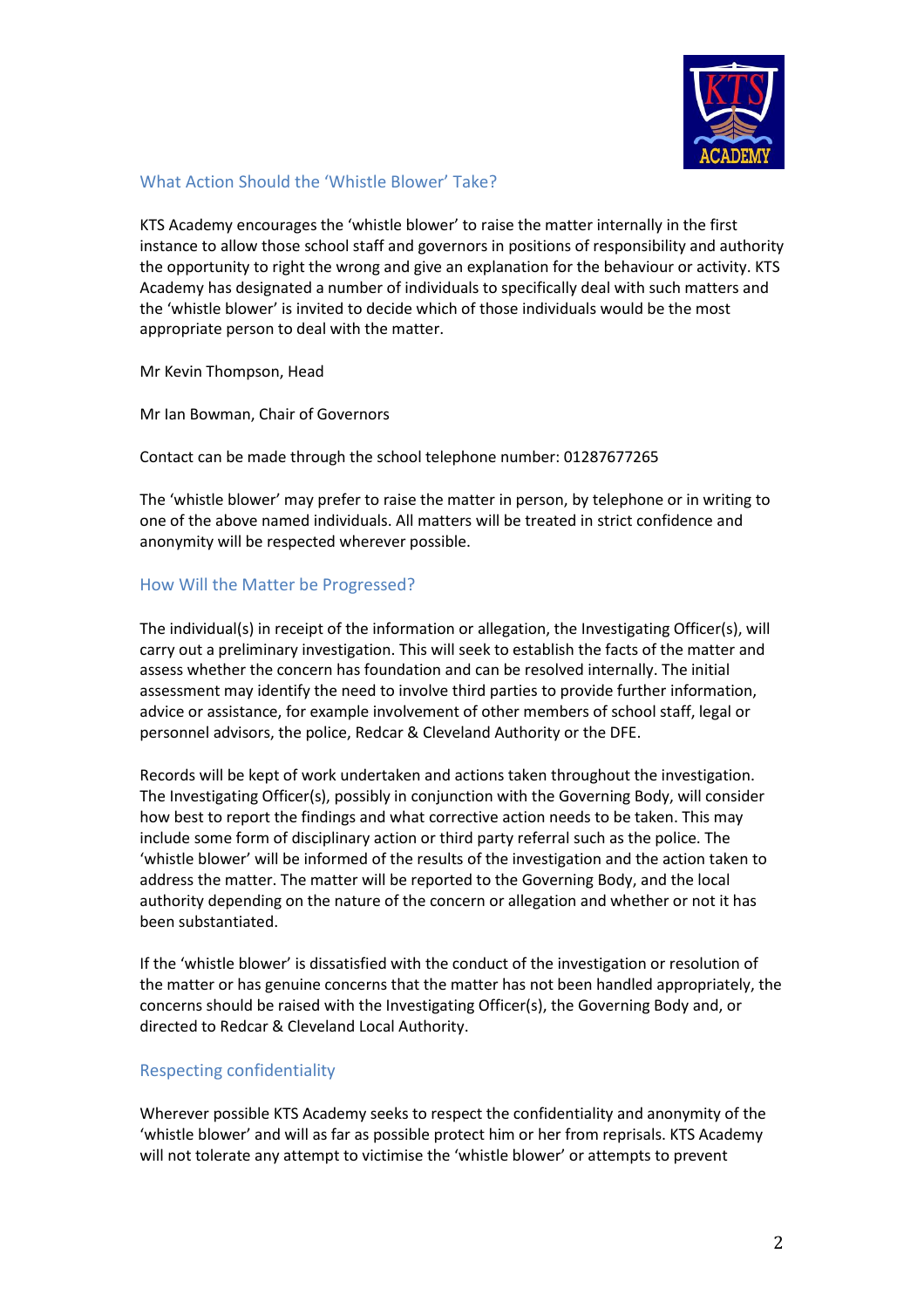## What Action Should the 'Whistle Blower' Take?

KTS Academy encourages the 'whistle blower' to raise the matter internally in the first instance to allow those school staff and governors in positions of responsibility and authority the opportunity to right the wrong and give an explanation for the behaviour or activity. KTS Academy has designated a number of individuals to specifically deal with such matters and the 'whistle blower' is invited to decide which of those individuals would be the most appropriate person to deal with the matter.

Mr Kevin Thompson, Head

Mr Ian Bowman, Chair of Governors

Contact can be made through the school telephone number: 01287677265

The 'whistle blower' may prefer to raise the matter in person, by telephone or in writing to one of the above named individuals. All matters will be treated in strict confidence and anonymity will be respected wherever possible.

## How Will the Matter be Progressed?

The individual(s) in receipt of the information or allegation, the Investigating Officer(s), will carry out a preliminary investigation. This will seek to establish the facts of the matter and assess whether the concern has foundation and can be resolved internally. The initial assessment may identify the need to involve third parties to provide further information, advice or assistance, for example involvement of other members of school staff, legal or personnel advisors, the police, Redcar & Cleveland Authority or the DFE.

Records will be kept of work undertaken and actions taken throughout the investigation. The Investigating Officer(s), possibly in conjunction with the Governing Body, will consider how best to report the findings and what corrective action needs to be taken. This may include some form of disciplinary action or third party referral such as the police. The 'whistle blower' will be informed of the results of the investigation and the action taken to address the matter. The matter will be reported to the Governing Body, and the local authority depending on the nature of the concern or allegation and whether or not it has been substantiated.

If the 'whistle blower' is dissatisfied with the conduct of the investigation or resolution of the matter or has genuine concerns that the matter has not been handled appropriately, the concerns should be raised with the Investigating Officer(s), the Governing Body and, or directed to Redcar & Cleveland Local Authority.

## Respecting confidentiality

Wherever possible KTS Academy seeks to respect the confidentiality and anonymity of the 'whistle blower' and will as far as possible protect him or her from reprisals. KTS Academy will not tolerate any attempt to victimise the 'whistle blower' or attempts to prevent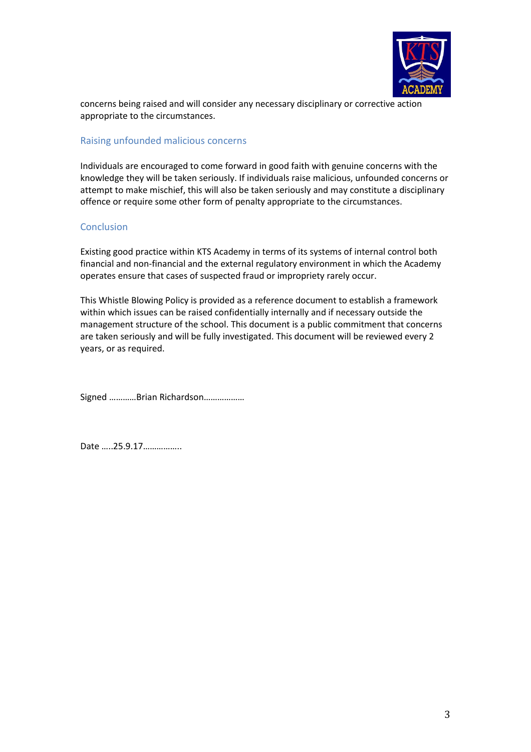concerns being raised and will consider any necessary disciplinary or corrective action appropriate to the circumstances.

## Raising unfounded malicious concerns

Individuals are encouraged to come forward in good faith with genuine concerns with the knowledge they will be taken seriously. If individuals raise malicious, unfounded concerns or attempt to make mischief, this will also be taken seriously and may constitute a disciplinary offence or require some other form of penalty appropriate to the circumstances.

## Conclusion

Existing good practice within KTS Academy in terms of its systems of internal control both financial and non-financial and the external regulatory environment in which the Academy operates ensure that cases of suspected fraud or impropriety rarely occur.

This Whistle Blowing Policy is provided as a reference document to establish a framework within which issues can be raised confidentially internally and if necessary outside the management structure of the school. This document is a public commitment that concerns are taken seriously and will be fully investigated. This document will be reviewed every 2 years, or as required.

Signed …………Brian Richardson………………

Date …..25.9.17……………..